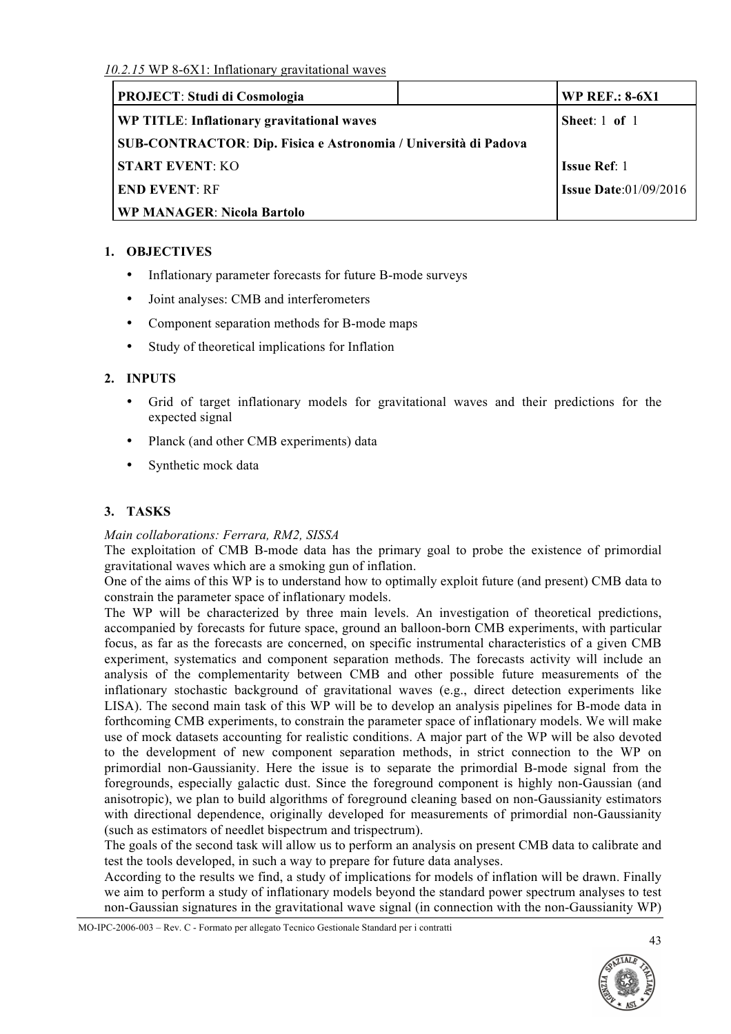*10.2.15* WP 8-6X1: Inflationary gravitational waves

| **PROJECT**: **Studi di Cosmologia** | | **WP REF.: 8-6X1** |
|---|---|---|
| **WP TITLE**: **Inflationary gravitational waves** | | **Sheet**: 1 **of** 1 |
| **SUB-CONTRACTOR**: **Dip. Fisica e Astronomia / Università di Padova** | | |
| **START EVENT**: KO | | **Issue Ref**: 1 |
| **END EVENT**: RF | | **Issue Date**:01/09/2016 |
| **WP MANAGER**: **Nicola Bartolo** | | |

## 1. OBJECTIVES

- Inflationary parameter forecasts for future B-mode surveys
- Joint analyses: CMB and interferometers
- Component separation methods for B-mode maps
- Study of theoretical implications for Inflation

## 2. INPUTS

- Grid of target inflationary models for gravitational waves and their predictions for the expected signal
- Planck (and other CMB experiments) data
- Synthetic mock data

## 3. TASKS

*Main collaborations: Ferrara, RM2, SISSA*

The exploitation of CMB B-mode data has the primary goal to probe the existence of primordial gravitational waves which are a smoking gun of inflation.

One of the aims of this WP is to understand how to optimally exploit future (and present) CMB data to constrain the parameter space of inflationary models.

The WP will be characterized by three main levels. An investigation of theoretical predictions, accompanied by forecasts for future space, ground an balloon-born CMB experiments, with particular focus, as far as the forecasts are concerned, on specific instrumental characteristics of a given CMB experiment, systematics and component separation methods. The forecasts activity will include an analysis of the complementarity between CMB and other possible future measurements of the inflationary stochastic background of gravitational waves (e.g., direct detection experiments like LISA). The second main task of this WP will be to develop an analysis pipelines for B-mode data in forthcoming CMB experiments, to constrain the parameter space of inflationary models. We will make use of mock datasets accounting for realistic conditions. A major part of the WP will be also devoted to the development of new component separation methods, in strict connection to the WP on primordial non-Gaussianity. Here the issue is to separate the primordial B-mode signal from the foregrounds, especially galactic dust. Since the foreground component is highly non-Gaussian (and anisotropic), we plan to build algorithms of foreground cleaning based on non-Gaussianity estimators with directional dependence, originally developed for measurements of primordial non-Gaussianity (such as estimators of needlet bispectrum and trispectrum).

The goals of the second task will allow us to perform an analysis on present CMB data to calibrate and test the tools developed, in such a way to prepare for future data analyses.

According to the results we find, a study of implications for models of inflation will be drawn. Finally we aim to perform a study of inflationary models beyond the standard power spectrum analyses to test non-Gaussian signatures in the gravitational wave signal (in connection with the non-Gaussianity WP)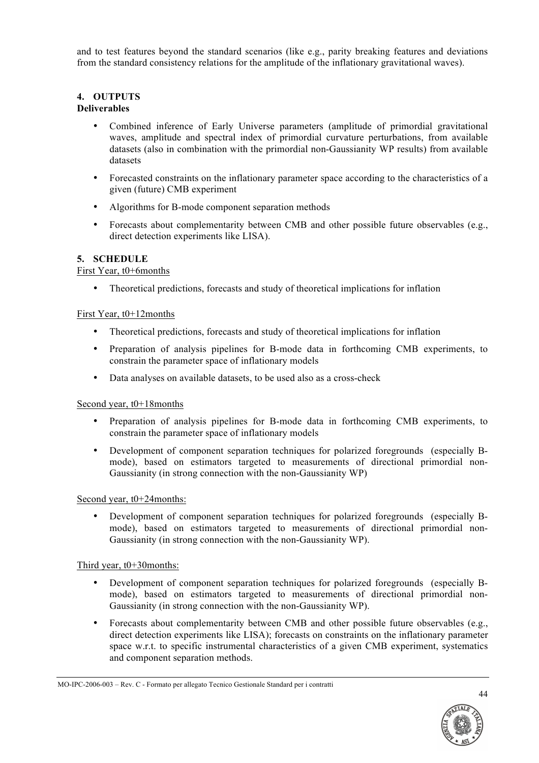and to test features beyond the standard scenarios (like e.g., parity breaking features and deviations from the standard consistency relations for the amplitude of the inflationary gravitational waves).

## 4. OUTPUTS

**Deliverables**

- Combined inference of Early Universe parameters (amplitude of primordial gravitational waves, amplitude and spectral index of primordial curvature perturbations, from available datasets (also in combination with the primordial non-Gaussianity WP results) from available datasets
- Forecasted constraints on the inflationary parameter space according to the characteristics of a given (future) CMB experiment
- Algorithms for B-mode component separation methods
- Forecasts about complementarity between CMB and other possible future observables (e.g., direct detection experiments like LISA).

## 5. SCHEDULE

First Year, t0+6months

- Theoretical predictions, forecasts and study of theoretical implications for inflation

First Year, t0+12months

- Theoretical predictions, forecasts and study of theoretical implications for inflation
- Preparation of analysis pipelines for B-mode data in forthcoming CMB experiments, to constrain the parameter space of inflationary models
- Data analyses on available datasets, to be used also as a cross-check

Second year, t0+18months

- Preparation of analysis pipelines for B-mode data in forthcoming CMB experiments, to constrain the parameter space of inflationary models
- Development of component separation techniques for polarized foregrounds (especially B-mode), based on estimators targeted to measurements of directional primordial non-Gaussianity (in strong connection with the non-Gaussianity WP)

Second year, t0+24months:

- Development of component separation techniques for polarized foregrounds (especially B-mode), based on estimators targeted to measurements of directional primordial non-Gaussianity (in strong connection with the non-Gaussianity WP).

Third year, t0+30months:

- Development of component separation techniques for polarized foregrounds (especially B-mode), based on estimators targeted to measurements of directional primordial non-Gaussianity (in strong connection with the non-Gaussianity WP).
- Forecasts about complementarity between CMB and other possible future observables (e.g., direct detection experiments like LISA); forecasts on constraints on the inflationary parameter space w.r.t. to specific instrumental characteristics of a given CMB experiment, systematics and component separation methods.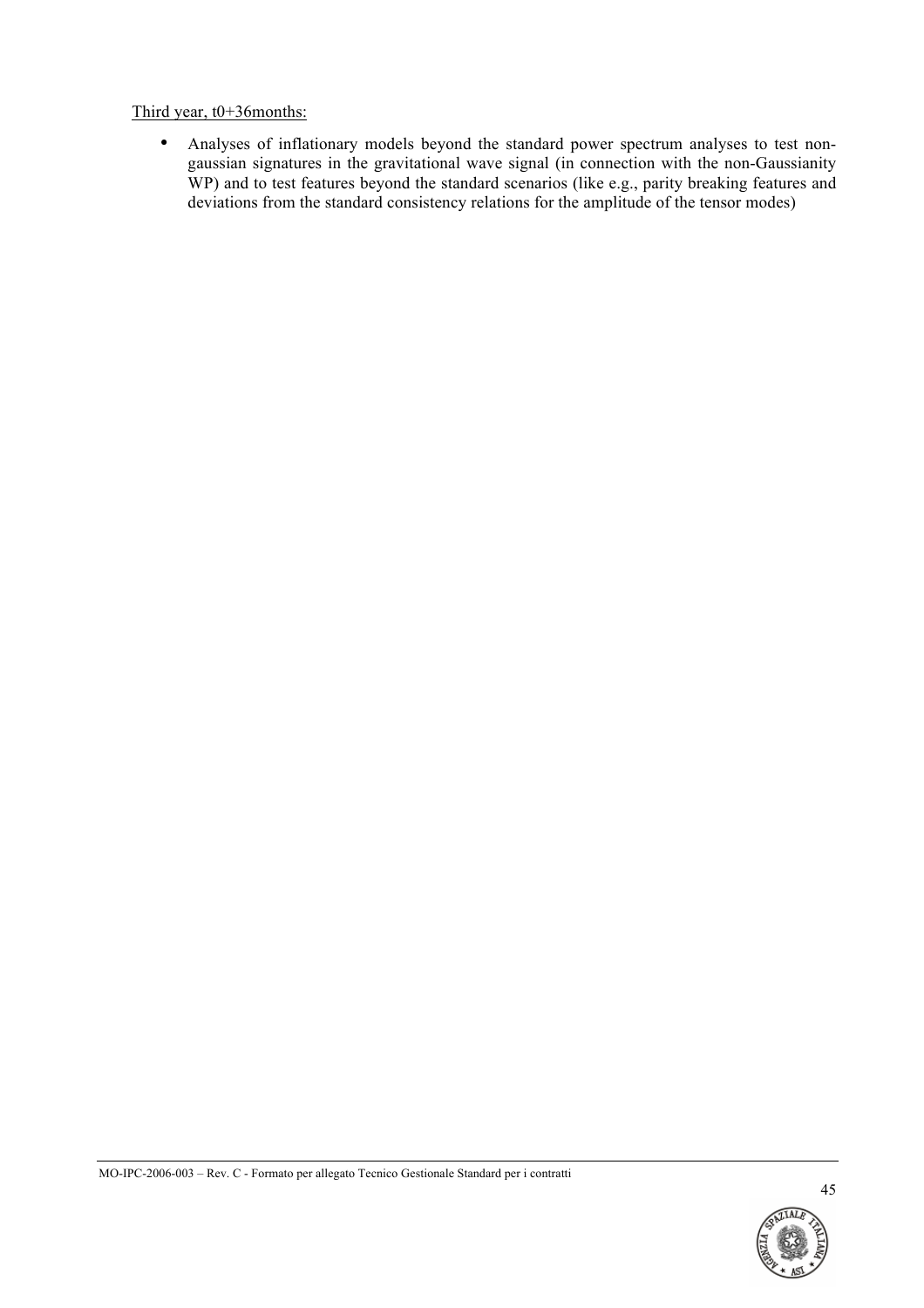Third year, t0+36months:

- Analyses of inflationary models beyond the standard power spectrum analyses to test non-gaussian signatures in the gravitational wave signal (in connection with the non-Gaussianity WP) and to test features beyond the standard scenarios (like e.g., parity breaking features and deviations from the standard consistency relations for the amplitude of the tensor modes)